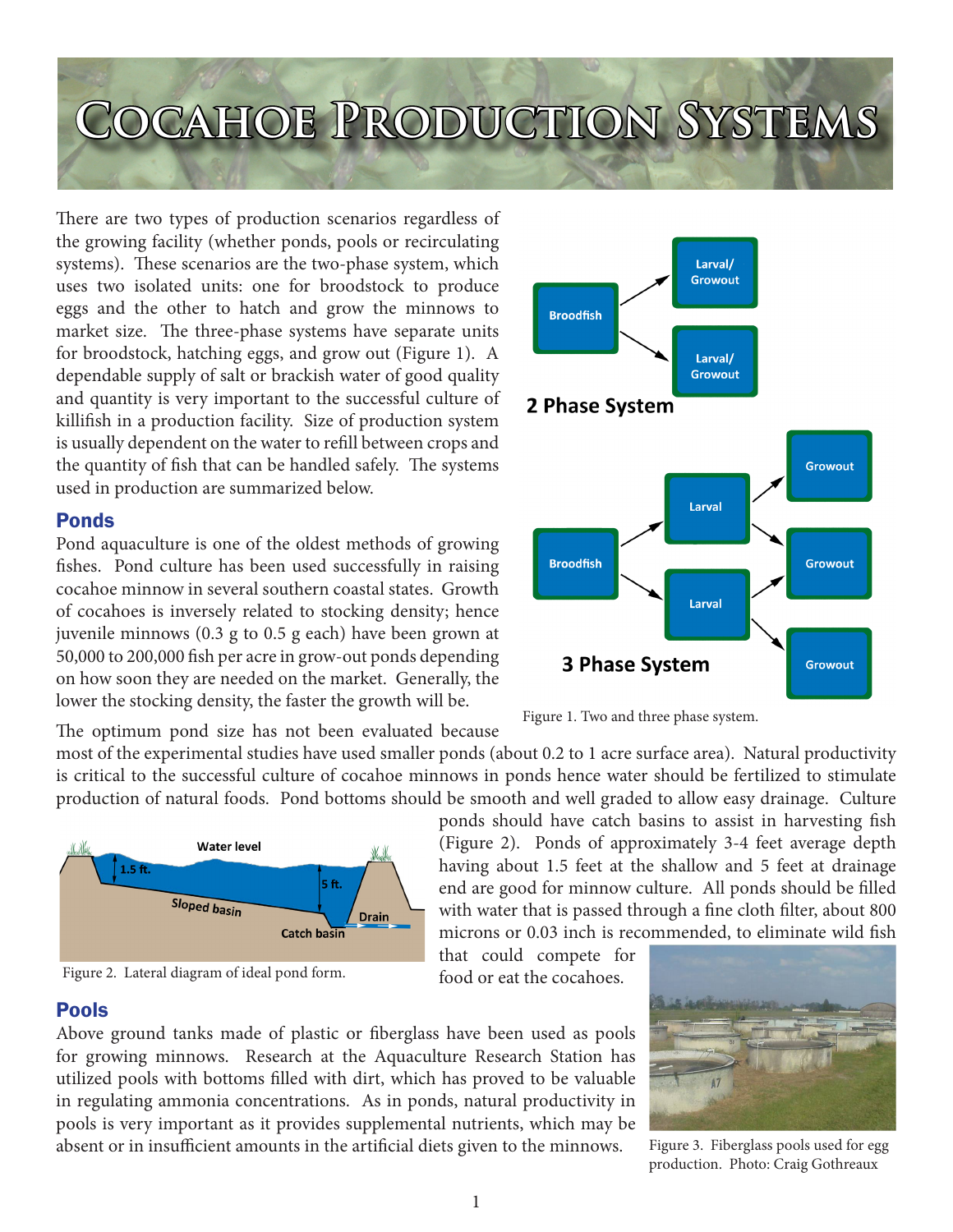# Cocahoe Production Systems

There are two types of production scenarios regardless of the growing facility (whether ponds, pools or recirculating systems). These scenarios are the two-phase system, which uses two isolated units: one for broodstock to produce eggs and the other to hatch and grow the minnows to market size. The three-phase systems have separate units for broodstock, hatching eggs, and grow out (Figure 1). A dependable supply of salt or brackish water of good quality and quantity is very important to the successful culture of killifish in a production facility. Size of production system is usually dependent on the water to refill between crops and the quantity of fish that can be handled safely. The systems used in production are summarized below.

Figure 1. Two and three phase system.

## Ponds

Pond aquaculture is one of the oldest methods of growing fishes. Pond culture has been used successfully in raising cocahoe minnow in several southern coastal states. Growth of cocahoes is inversely related to stocking density; hence juvenile minnows (0.3 g to 0.5 g each) have been grown at 50,000 to 200,000 fish per acre in grow-out ponds depending on how soon they are needed on the market. Generally, the lower the stocking density, the faster the growth will be.

The optimum pond size has not been evaluated because most of the experimental studies have used smaller ponds (about 0.2 to 1 acre surface area). Natural productivity is critical to the successful culture of cocahoe minnows in ponds hence water should be fertilized to stimulate production of natural foods. Pond bottoms should be smooth and well graded to allow easy drainage. Culture ponds should have catch basins to assist in harvesting fish (Figure 2). Ponds of approximately 3-4 feet average depth having about 1.5 feet at the shallow and 5 feet at drainage end are good for minnow culture. All ponds should be filled with water that is passed through a fine cloth filter, about 800 microns or 0.03 inch is recommended, to eliminate wild fish that could compete for food or eat the cocahoes.

Figure 2. Lateral diagram of ideal pond form.

## Pools

Above ground tanks made of plastic or fiberglass have been used as pools for growing minnows. Research at the Aquaculture Research Station has utilized pools with bottoms filled with dirt, which has proved to be valuable in regulating ammonia concentrations. As in ponds, natural productivity in pools is very important as it provides supplemental nutrients, which may be absent or in insufficient amounts in the artificial diets given to the minnows.

Figure 3. Fiberglass pools used for egg production. Photo: Craig Gothreaux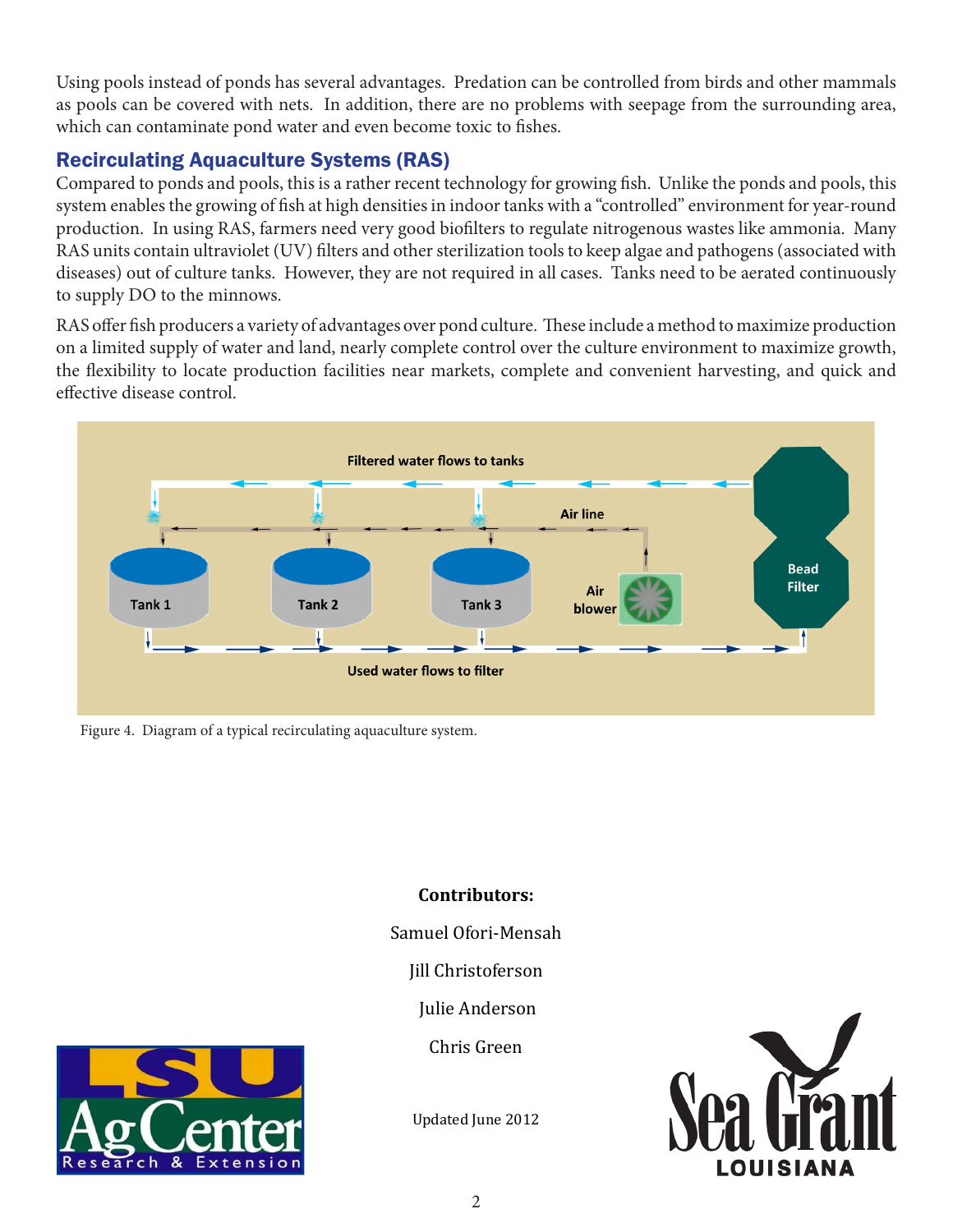Using pools instead of ponds has several advantages. Predation can be controlled from birds and other mammals as pools can be covered with nets. In addition, there are no problems with seepage from the surrounding area, which can contaminate pond water and even become toxic to fishes.

## Recirculating Aquaculture Systems (RAS)

Compared to ponds and pools, this is a rather recent technology for growing fish. Unlike the ponds and pools, this system enables the growing of fish at high densities in indoor tanks with a "controlled" environment for year-round production. In using RAS, farmers need very good biofilters to regulate nitrogenous wastes like ammonia. Many RAS units contain ultraviolet (UV) filters and other sterilization tools to keep algae and pathogens (associated with diseases) out of culture tanks. However, they are not required in all cases. Tanks need to be aerated continuously to supply DO to the minnows.

RAS offer fish producers a variety of advantages over pond culture. These include a method to maximize production on a limited supply of water and land, nearly complete control over the culture environment to maximize growth, the flexibility to locate production facilities near markets, complete and convenient harvesting, and quick and effective disease control.

Filtered water flows to tanks

Air line

Tank 1

Tank 2

Tank 3

Air blower

Bead Filter

Used water flows to filter

Figure 4. Diagram of a typical recirculating aquaculture system.

**Contributors:**

Samuel Ofori-Mensah

Jill Christoferson

Julie Anderson

Chris Green

Updated June 2012

LSU AgCenter Research & Extension

Sea Grant LOUISIANA